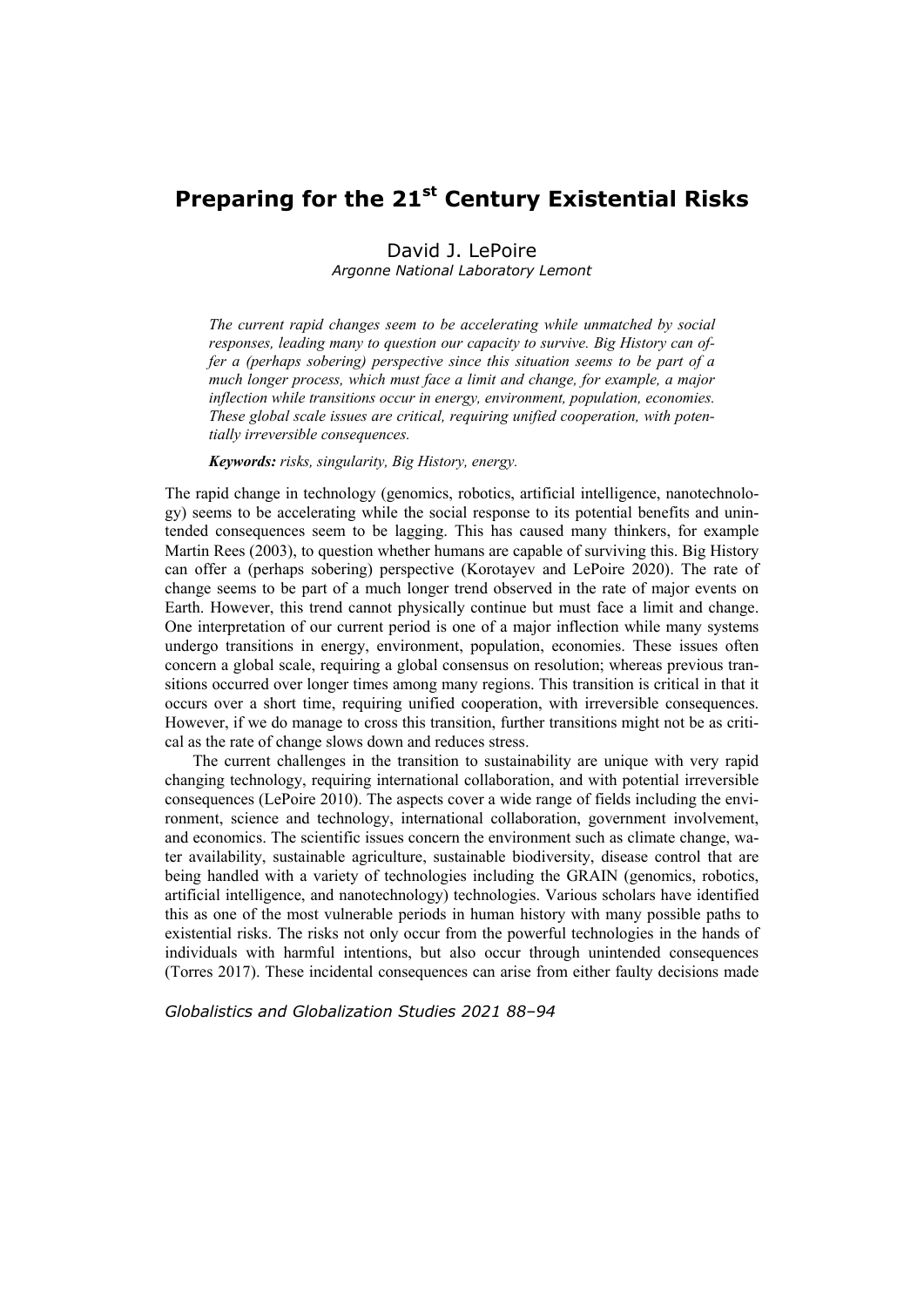# Preparing for the 21st Century Existential Risks

David J. LePoire

*Argonne National Laboratory Lemont*

*The current rapid changes seem to be accelerating while unmatched by social responses, leading many to question our capacity to survive. Big History can offer a (perhaps sobering) perspective since this situation seems to be part of a much longer process, which must face a limit and change, for example, a major inflection while transitions occur in energy, environment, population, economies. These global scale issues are critical, requiring unified cooperation, with potentially irreversible consequences.*

***Keywords:*** *risks, singularity, Big History, energy.*

The rapid change in technology (genomics, robotics, artificial intelligence, nanotechnology) seems to be accelerating while the social response to its potential benefits and unintended consequences seem to be lagging. This has caused many thinkers, for example Martin Rees (2003), to question whether humans are capable of surviving this. Big History can offer a (perhaps sobering) perspective (Korotayev and LePoire 2020). The rate of change seems to be part of a much longer trend observed in the rate of major events on Earth. However, this trend cannot physically continue but must face a limit and change. One interpretation of our current period is one of a major inflection while many systems undergo transitions in energy, environment, population, economies. These issues often concern a global scale, requiring a global consensus on resolution; whereas previous transitions occurred over longer times among many regions. This transition is critical in that it occurs over a short time, requiring unified cooperation, with irreversible consequences. However, if we do manage to cross this transition, further transitions might not be as critical as the rate of change slows down and reduces stress.

The current challenges in the transition to sustainability are unique with very rapid changing technology, requiring international collaboration, and with potential irreversible consequences (LePoire 2010). The aspects cover a wide range of fields including the environment, science and technology, international collaboration, government involvement, and economics. The scientific issues concern the environment such as climate change, water availability, sustainable agriculture, sustainable biodiversity, disease control that are being handled with a variety of technologies including the GRAIN (genomics, robotics, artificial intelligence, and nanotechnology) technologies. Various scholars have identified this as one of the most vulnerable periods in human history with many possible paths to existential risks. The risks not only occur from the powerful technologies in the hands of individuals with harmful intentions, but also occur through unintended consequences (Torres 2017). These incidental consequences can arise from either faulty decisions made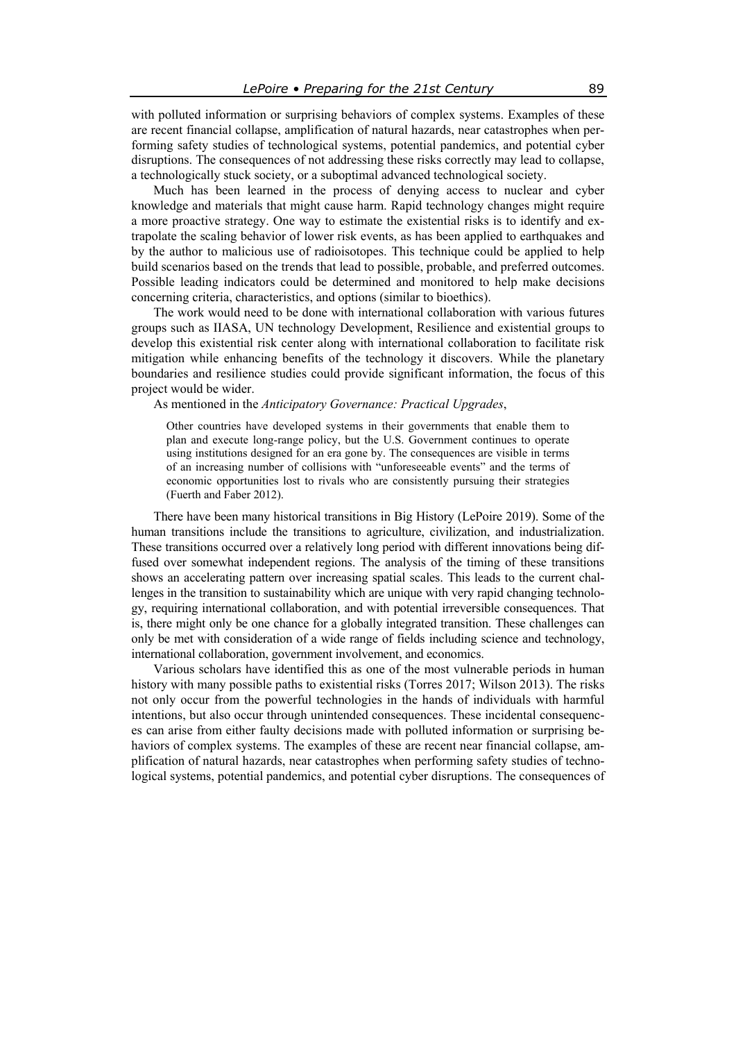with polluted information or surprising behaviors of complex systems. Examples of these are recent financial collapse, amplification of natural hazards, near catastrophes when performing safety studies of technological systems, potential pandemics, and potential cyber disruptions. The consequences of not addressing these risks correctly may lead to collapse, a technologically stuck society, or a suboptimal advanced technological society.

Much has been learned in the process of denying access to nuclear and cyber knowledge and materials that might cause harm. Rapid technology changes might require a more proactive strategy. One way to estimate the existential risks is to identify and extrapolate the scaling behavior of lower risk events, as has been applied to earthquakes and by the author to malicious use of radioisotopes. This technique could be applied to help build scenarios based on the trends that lead to possible, probable, and preferred outcomes. Possible leading indicators could be determined and monitored to help make decisions concerning criteria, characteristics, and options (similar to bioethics).

The work would need to be done with international collaboration with various futures groups such as IIASA, UN technology Development, Resilience and existential groups to develop this existential risk center along with international collaboration to facilitate risk mitigation while enhancing benefits of the technology it discovers. While the planetary boundaries and resilience studies could provide significant information, the focus of this project would be wider.

As mentioned in the *Anticipatory Governance: Practical Upgrades*,

> Other countries have developed systems in their governments that enable them to plan and execute long-range policy, but the U.S. Government continues to operate using institutions designed for an era gone by. The consequences are visible in terms of an increasing number of collisions with "unforeseeable events" and the terms of economic opportunities lost to rivals who are consistently pursuing their strategies (Fuerth and Faber 2012).

There have been many historical transitions in Big History (LePoire 2019). Some of the human transitions include the transitions to agriculture, civilization, and industrialization. These transitions occurred over a relatively long period with different innovations being diffused over somewhat independent regions. The analysis of the timing of these transitions shows an accelerating pattern over increasing spatial scales. This leads to the current challenges in the transition to sustainability which are unique with very rapid changing technology, requiring international collaboration, and with potential irreversible consequences. That is, there might only be one chance for a globally integrated transition. These challenges can only be met with consideration of a wide range of fields including science and technology, international collaboration, government involvement, and economics.

Various scholars have identified this as one of the most vulnerable periods in human history with many possible paths to existential risks (Torres 2017; Wilson 2013). The risks not only occur from the powerful technologies in the hands of individuals with harmful intentions, but also occur through unintended consequences. These incidental consequences can arise from either faulty decisions made with polluted information or surprising behaviors of complex systems. The examples of these are recent near financial collapse, amplification of natural hazards, near catastrophes when performing safety studies of technological systems, potential pandemics, and potential cyber disruptions. The consequences of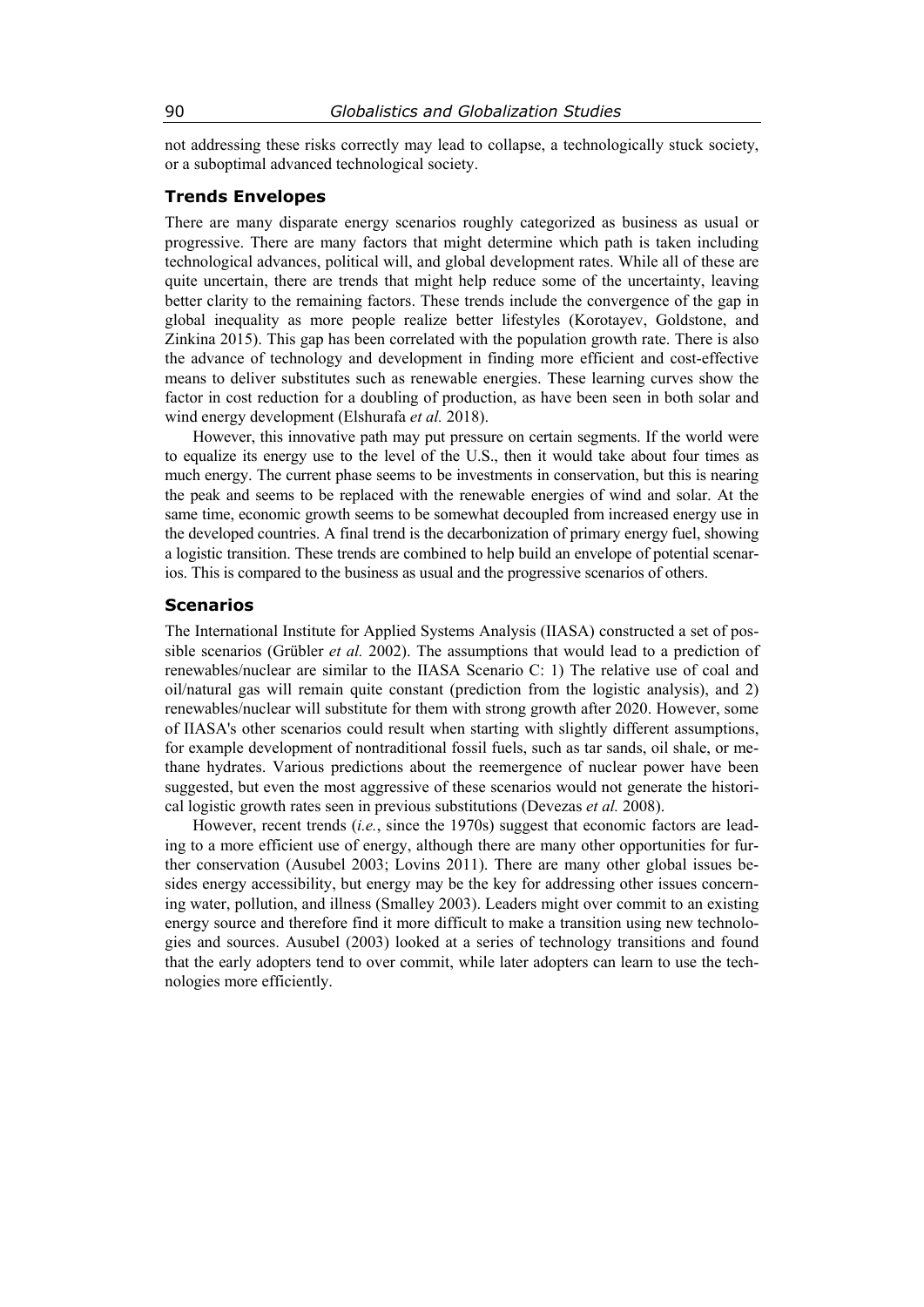not addressing these risks correctly may lead to collapse, a technologically stuck society, or a suboptimal advanced technological society.

## Trends Envelopes

There are many disparate energy scenarios roughly categorized as business as usual or progressive. There are many factors that might determine which path is taken including technological advances, political will, and global development rates. While all of these are quite uncertain, there are trends that might help reduce some of the uncertainty, leaving better clarity to the remaining factors. These trends include the convergence of the gap in global inequality as more people realize better lifestyles (Korotayev, Goldstone, and Zinkina 2015). This gap has been correlated with the population growth rate. There is also the advance of technology and development in finding more efficient and cost-effective means to deliver substitutes such as renewable energies. These learning curves show the factor in cost reduction for a doubling of production, as have been seen in both solar and wind energy development (Elshurafa *et al.* 2018).

However, this innovative path may put pressure on certain segments. If the world were to equalize its energy use to the level of the U.S., then it would take about four times as much energy. The current phase seems to be investments in conservation, but this is nearing the peak and seems to be replaced with the renewable energies of wind and solar. At the same time, economic growth seems to be somewhat decoupled from increased energy use in the developed countries. A final trend is the decarbonization of primary energy fuel, showing a logistic transition. These trends are combined to help build an envelope of potential scenarios. This is compared to the business as usual and the progressive scenarios of others.

## Scenarios

The International Institute for Applied Systems Analysis (IIASA) constructed a set of possible scenarios (Grübler *et al.* 2002). The assumptions that would lead to a prediction of renewables/nuclear are similar to the IIASA Scenario C: 1) The relative use of coal and oil/natural gas will remain quite constant (prediction from the logistic analysis), and 2) renewables/nuclear will substitute for them with strong growth after 2020. However, some of IIASA's other scenarios could result when starting with slightly different assumptions, for example development of nontraditional fossil fuels, such as tar sands, oil shale, or methane hydrates. Various predictions about the reemergence of nuclear power have been suggested, but even the most aggressive of these scenarios would not generate the historical logistic growth rates seen in previous substitutions (Devezas *et al.* 2008).

However, recent trends (*i.e.*, since the 1970s) suggest that economic factors are leading to a more efficient use of energy, although there are many other opportunities for further conservation (Ausubel 2003; Lovins 2011). There are many other global issues besides energy accessibility, but energy may be the key for addressing other issues concerning water, pollution, and illness (Smalley 2003). Leaders might over commit to an existing energy source and therefore find it more difficult to make a transition using new technologies and sources. Ausubel (2003) looked at a series of technology transitions and found that the early adopters tend to over commit, while later adopters can learn to use the technologies more efficiently.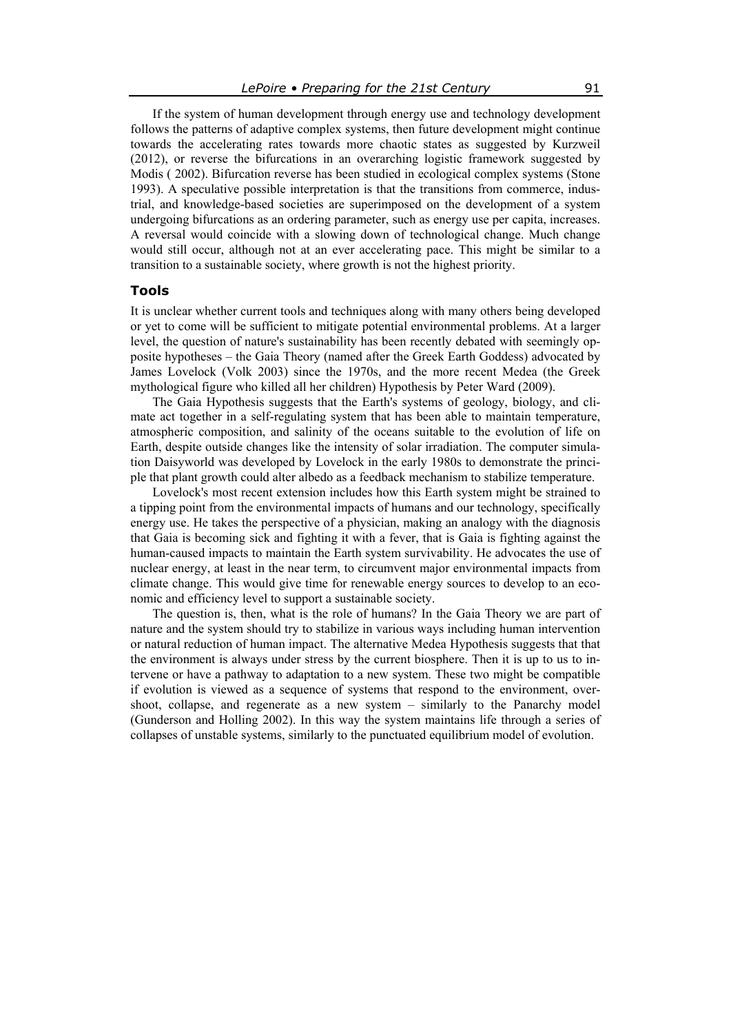If the system of human development through energy use and technology development follows the patterns of adaptive complex systems, then future development might continue towards the accelerating rates towards more chaotic states as suggested by Kurzweil (2012), or reverse the bifurcations in an overarching logistic framework suggested by Modis ( 2002). Bifurcation reverse has been studied in ecological complex systems (Stone 1993). A speculative possible interpretation is that the transitions from commerce, industrial, and knowledge-based societies are superimposed on the development of a system undergoing bifurcations as an ordering parameter, such as energy use per capita, increases. A reversal would coincide with a slowing down of technological change. Much change would still occur, although not at an ever accelerating pace. This might be similar to a transition to a sustainable society, where growth is not the highest priority.

### Tools

It is unclear whether current tools and techniques along with many others being developed or yet to come will be sufficient to mitigate potential environmental problems. At a larger level, the question of nature's sustainability has been recently debated with seemingly opposite hypotheses – the Gaia Theory (named after the Greek Earth Goddess) advocated by James Lovelock (Volk 2003) since the 1970s, and the more recent Medea (the Greek mythological figure who killed all her children) Hypothesis by Peter Ward (2009).

The Gaia Hypothesis suggests that the Earth's systems of geology, biology, and climate act together in a self-regulating system that has been able to maintain temperature, atmospheric composition, and salinity of the oceans suitable to the evolution of life on Earth, despite outside changes like the intensity of solar irradiation. The computer simulation Daisyworld was developed by Lovelock in the early 1980s to demonstrate the principle that plant growth could alter albedo as a feedback mechanism to stabilize temperature.

Lovelock's most recent extension includes how this Earth system might be strained to a tipping point from the environmental impacts of humans and our technology, specifically energy use. He takes the perspective of a physician, making an analogy with the diagnosis that Gaia is becoming sick and fighting it with a fever, that is Gaia is fighting against the human-caused impacts to maintain the Earth system survivability. He advocates the use of nuclear energy, at least in the near term, to circumvent major environmental impacts from climate change. This would give time for renewable energy sources to develop to an economic and efficiency level to support a sustainable society.

The question is, then, what is the role of humans? In the Gaia Theory we are part of nature and the system should try to stabilize in various ways including human intervention or natural reduction of human impact. The alternative Medea Hypothesis suggests that that the environment is always under stress by the current biosphere. Then it is up to us to intervene or have a pathway to adaptation to a new system. These two might be compatible if evolution is viewed as a sequence of systems that respond to the environment, overshoot, collapse, and regenerate as a new system – similarly to the Panarchy model (Gunderson and Holling 2002). In this way the system maintains life through a series of collapses of unstable systems, similarly to the punctuated equilibrium model of evolution.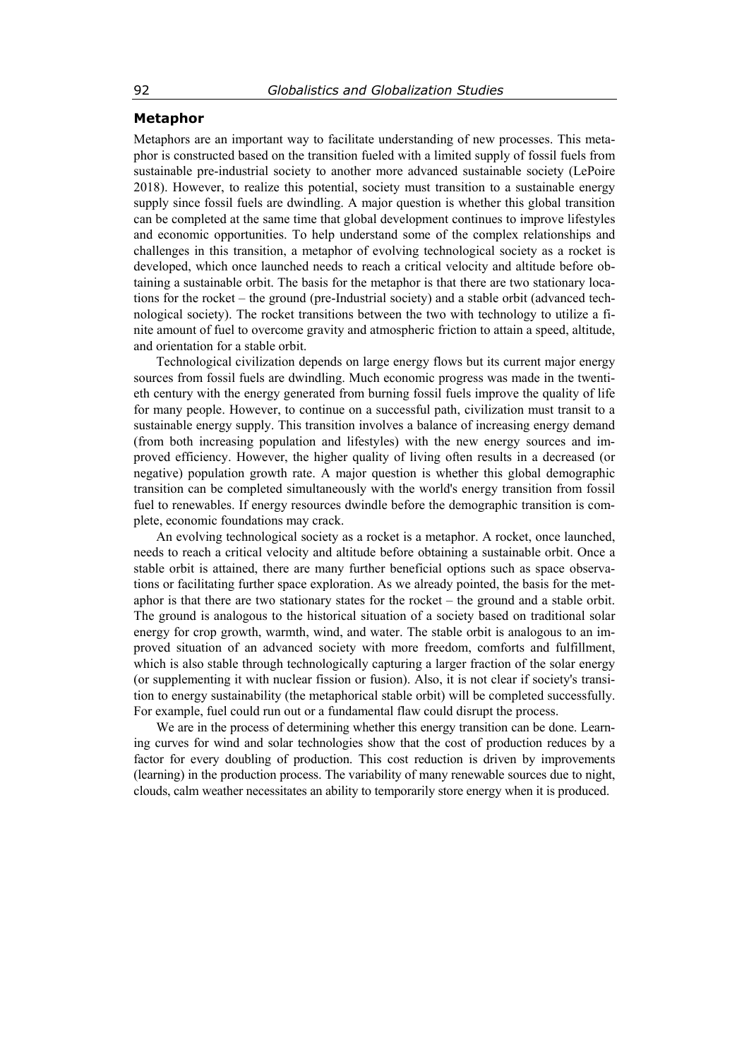## Metaphor

Metaphors are an important way to facilitate understanding of new processes. This metaphor is constructed based on the transition fueled with a limited supply of fossil fuels from sustainable pre-industrial society to another more advanced sustainable society (LePoire 2018). However, to realize this potential, society must transition to a sustainable energy supply since fossil fuels are dwindling. A major question is whether this global transition can be completed at the same time that global development continues to improve lifestyles and economic opportunities. To help understand some of the complex relationships and challenges in this transition, a metaphor of evolving technological society as a rocket is developed, which once launched needs to reach a critical velocity and altitude before obtaining a sustainable orbit. The basis for the metaphor is that there are two stationary locations for the rocket – the ground (pre-Industrial society) and a stable orbit (advanced technological society). The rocket transitions between the two with technology to utilize a finite amount of fuel to overcome gravity and atmospheric friction to attain a speed, altitude, and orientation for a stable orbit.

Technological civilization depends on large energy flows but its current major energy sources from fossil fuels are dwindling. Much economic progress was made in the twentieth century with the energy generated from burning fossil fuels improve the quality of life for many people. However, to continue on a successful path, civilization must transit to a sustainable energy supply. This transition involves a balance of increasing energy demand (from both increasing population and lifestyles) with the new energy sources and improved efficiency. However, the higher quality of living often results in a decreased (or negative) population growth rate. A major question is whether this global demographic transition can be completed simultaneously with the world's energy transition from fossil fuel to renewables. If energy resources dwindle before the demographic transition is complete, economic foundations may crack.

An evolving technological society as a rocket is a metaphor. A rocket, once launched, needs to reach a critical velocity and altitude before obtaining a sustainable orbit. Once a stable orbit is attained, there are many further beneficial options such as space observations or facilitating further space exploration. As we already pointed, the basis for the metaphor is that there are two stationary states for the rocket – the ground and a stable orbit. The ground is analogous to the historical situation of a society based on traditional solar energy for crop growth, warmth, wind, and water. The stable orbit is analogous to an improved situation of an advanced society with more freedom, comforts and fulfillment, which is also stable through technologically capturing a larger fraction of the solar energy (or supplementing it with nuclear fission or fusion). Also, it is not clear if society's transition to energy sustainability (the metaphorical stable orbit) will be completed successfully. For example, fuel could run out or a fundamental flaw could disrupt the process.

We are in the process of determining whether this energy transition can be done. Learning curves for wind and solar technologies show that the cost of production reduces by a factor for every doubling of production. This cost reduction is driven by improvements (learning) in the production process. The variability of many renewable sources due to night, clouds, calm weather necessitates an ability to temporarily store energy when it is produced.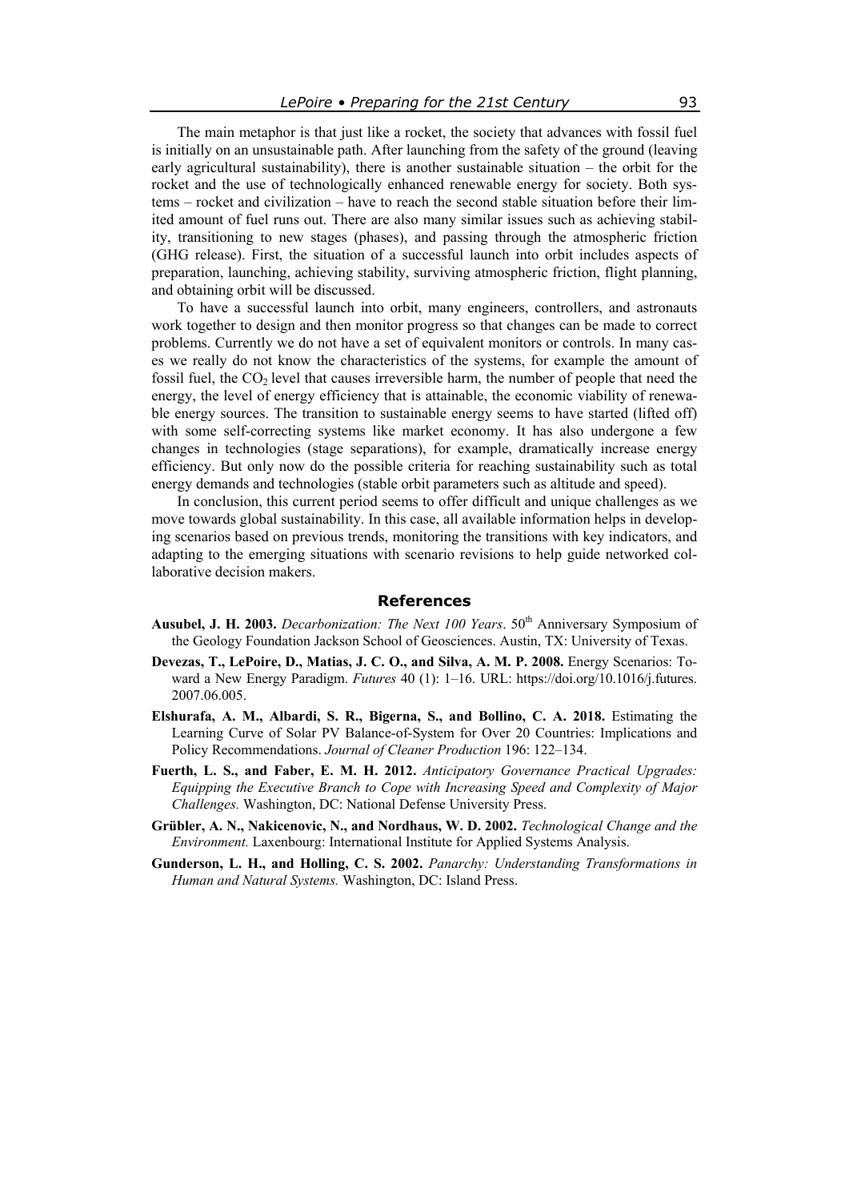The main metaphor is that just like a rocket, the society that advances with fossil fuel is initially on an unsustainable path. After launching from the safety of the ground (leaving early agricultural sustainability), there is another sustainable situation – the orbit for the rocket and the use of technologically enhanced renewable energy for society. Both systems – rocket and civilization – have to reach the second stable situation before their limited amount of fuel runs out. There are also many similar issues such as achieving stability, transitioning to new stages (phases), and passing through the atmospheric friction (GHG release). First, the situation of a successful launch into orbit includes aspects of preparation, launching, achieving stability, surviving atmospheric friction, flight planning, and obtaining orbit will be discussed.

To have a successful launch into orbit, many engineers, controllers, and astronauts work together to design and then monitor progress so that changes can be made to correct problems. Currently we do not have a set of equivalent monitors or controls. In many cases we really do not know the characteristics of the systems, for example the amount of fossil fuel, the $CO_2$ level that causes irreversible harm, the number of people that need the energy, the level of energy efficiency that is attainable, the economic viability of renewable energy sources. The transition to sustainable energy seems to have started (lifted off) with some self-correcting systems like market economy. It has also undergone a few changes in technologies (stage separations), for example, dramatically increase energy efficiency. But only now do the possible criteria for reaching sustainability such as total energy demands and technologies (stable orbit parameters such as altitude and speed).

In conclusion, this current period seems to offer difficult and unique challenges as we move towards global sustainability. In this case, all available information helps in developing scenarios based on previous trends, monitoring the transitions with key indicators, and adapting to the emerging situations with scenario revisions to help guide networked collaborative decision makers.

## References

**Ausubel, J. H. 2003.** *Decarbonization: The Next 100 Years*. 50th Anniversary Symposium of the Geology Foundation Jackson School of Geosciences. Austin, TX: University of Texas.

**Devezas, T., LePoire, D., Matias, J. C. O., and Silva, A. M. P. 2008.** Energy Scenarios: Toward a New Energy Paradigm. *Futures* 40 (1): 1–16. URL: https://doi.org/10.1016/j.futures.2007.06.005.

**Elshurafa, A. M., Albardi, S. R., Bigerna, S., and Bollino, C. A. 2018.** Estimating the Learning Curve of Solar PV Balance-of-System for Over 20 Countries: Implications and Policy Recommendations. *Journal of Cleaner Production* 196: 122–134.

**Fuerth, L. S., and Faber, E. M. H. 2012.** *Anticipatory Governance Practical Upgrades: Equipping the Executive Branch to Cope with Increasing Speed and Complexity of Major Challenges.* Washington, DC: National Defense University Press.

**Grübler, A. N., Nakicenovic, N., and Nordhaus, W. D. 2002.** *Technological Change and the Environment.* Laxenbourg: International Institute for Applied Systems Analysis.

**Gunderson, L. H., and Holling, C. S. 2002.** *Panarchy: Understanding Transformations in Human and Natural Systems.* Washington, DC: Island Press.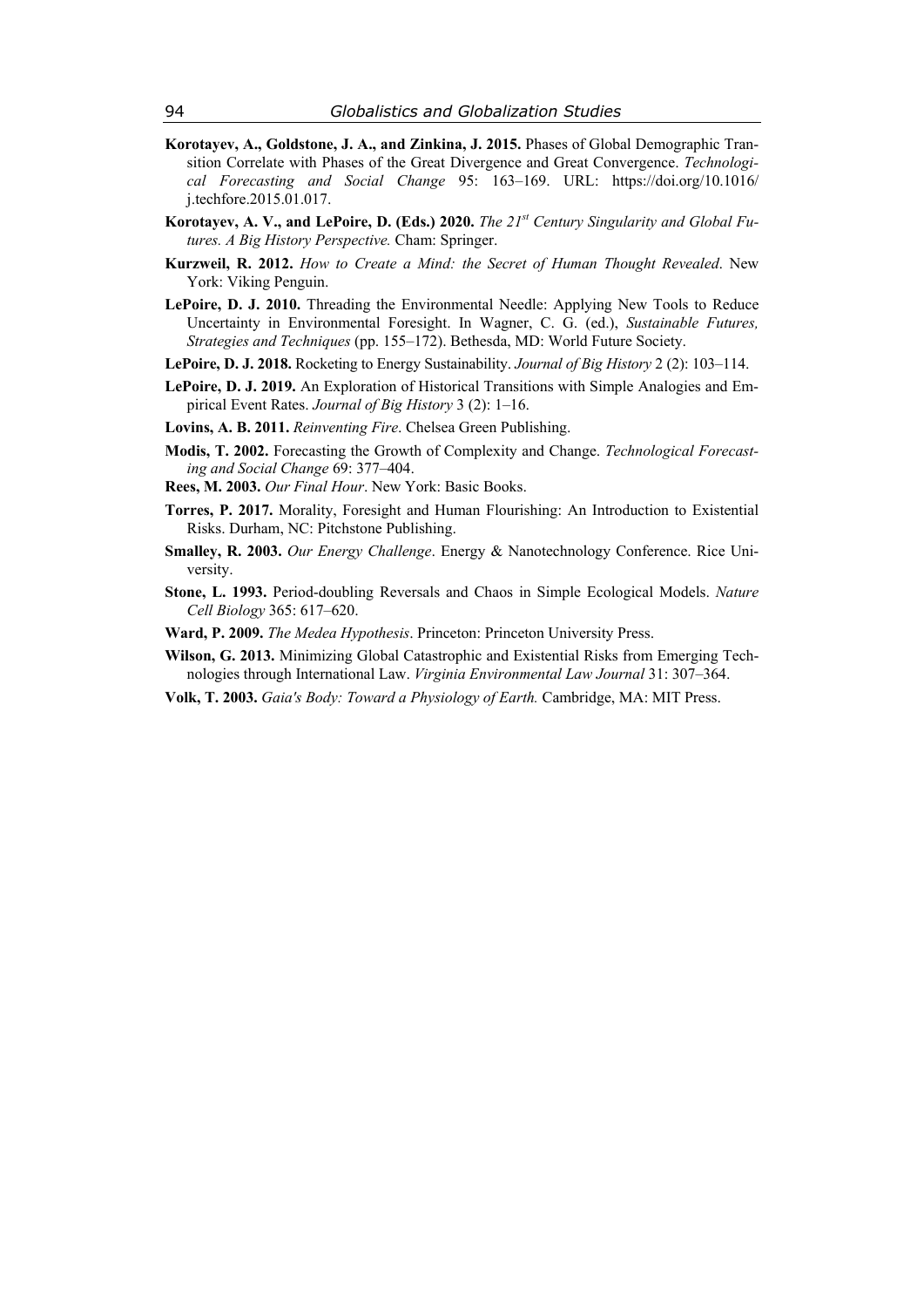**Korotayev, A., Goldstone, J. A., and Zinkina, J. 2015.** Phases of Global Demographic Transition Correlate with Phases of the Great Divergence and Great Convergence. *Technological Forecasting and Social Change* 95: 163–169. URL: https://doi.org/10.1016/j.techfore.2015.01.017.

**Korotayev, A. V., and LePoire, D. (Eds.) 2020.** *The 21st Century Singularity and Global Futures. A Big History Perspective.* Cham: Springer.

**Kurzweil, R. 2012.** *How to Create a Mind: the Secret of Human Thought Revealed*. New York: Viking Penguin.

**LePoire, D. J. 2010.** Threading the Environmental Needle: Applying New Tools to Reduce Uncertainty in Environmental Foresight. In Wagner, C. G. (ed.), *Sustainable Futures, Strategies and Techniques* (pp. 155–172). Bethesda, MD: World Future Society.

**LePoire, D. J. 2018.** Rocketing to Energy Sustainability. *Journal of Big History* 2 (2): 103–114.

**LePoire, D. J. 2019.** An Exploration of Historical Transitions with Simple Analogies and Empirical Event Rates. *Journal of Big History* 3 (2): 1–16.

**Lovins, A. B. 2011.** *Reinventing Fire*. Chelsea Green Publishing.

**Modis, T. 2002.** Forecasting the Growth of Complexity and Change. *Technological Forecasting and Social Change* 69: 377–404.

**Rees, M. 2003.** *Our Final Hour*. New York: Basic Books.

**Torres, P. 2017.** Morality, Foresight and Human Flourishing: An Introduction to Existential Risks. Durham, NC: Pitchstone Publishing.

**Smalley, R. 2003.** *Our Energy Challenge*. Energy & Nanotechnology Conference. Rice University.

**Stone, L. 1993.** Period-doubling Reversals and Chaos in Simple Ecological Models. *Nature Cell Biology* 365: 617–620.

**Ward, P. 2009.** *The Medea Hypothesis*. Princeton: Princeton University Press.

**Wilson, G. 2013.** Minimizing Global Catastrophic and Existential Risks from Emerging Technologies through International Law. *Virginia Environmental Law Journal* 31: 307–364.

**Volk, T. 2003.** *Gaia's Body: Toward a Physiology of Earth.* Cambridge, MA: MIT Press.